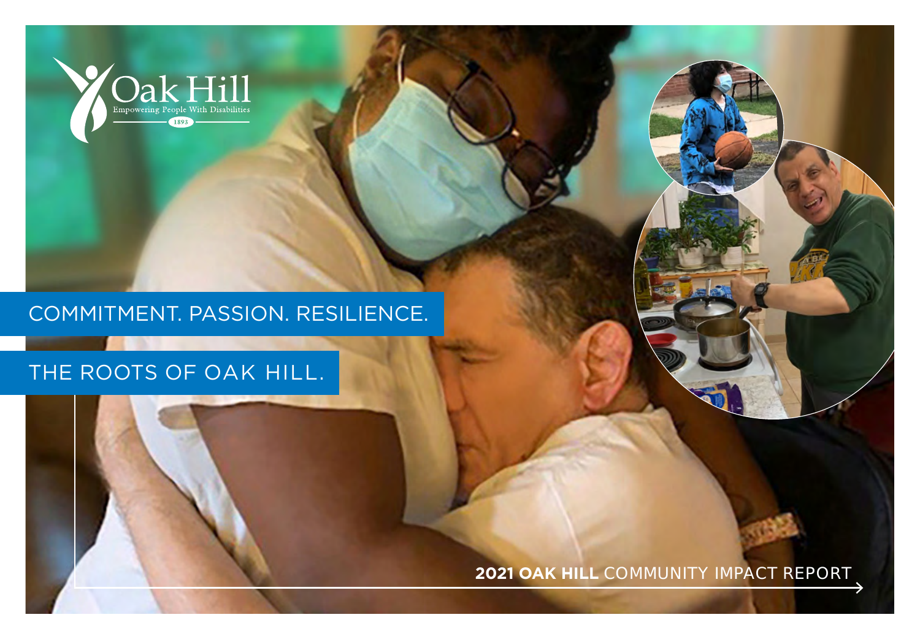Oak Hill

Empowering People With Disabilities

1893

# COMMITMENT. PASSION. RESILIENCE.

# THE ROOTS OF OAK HILL.

**2021 OAK HILL** COMMUNITY IMPACT REPORT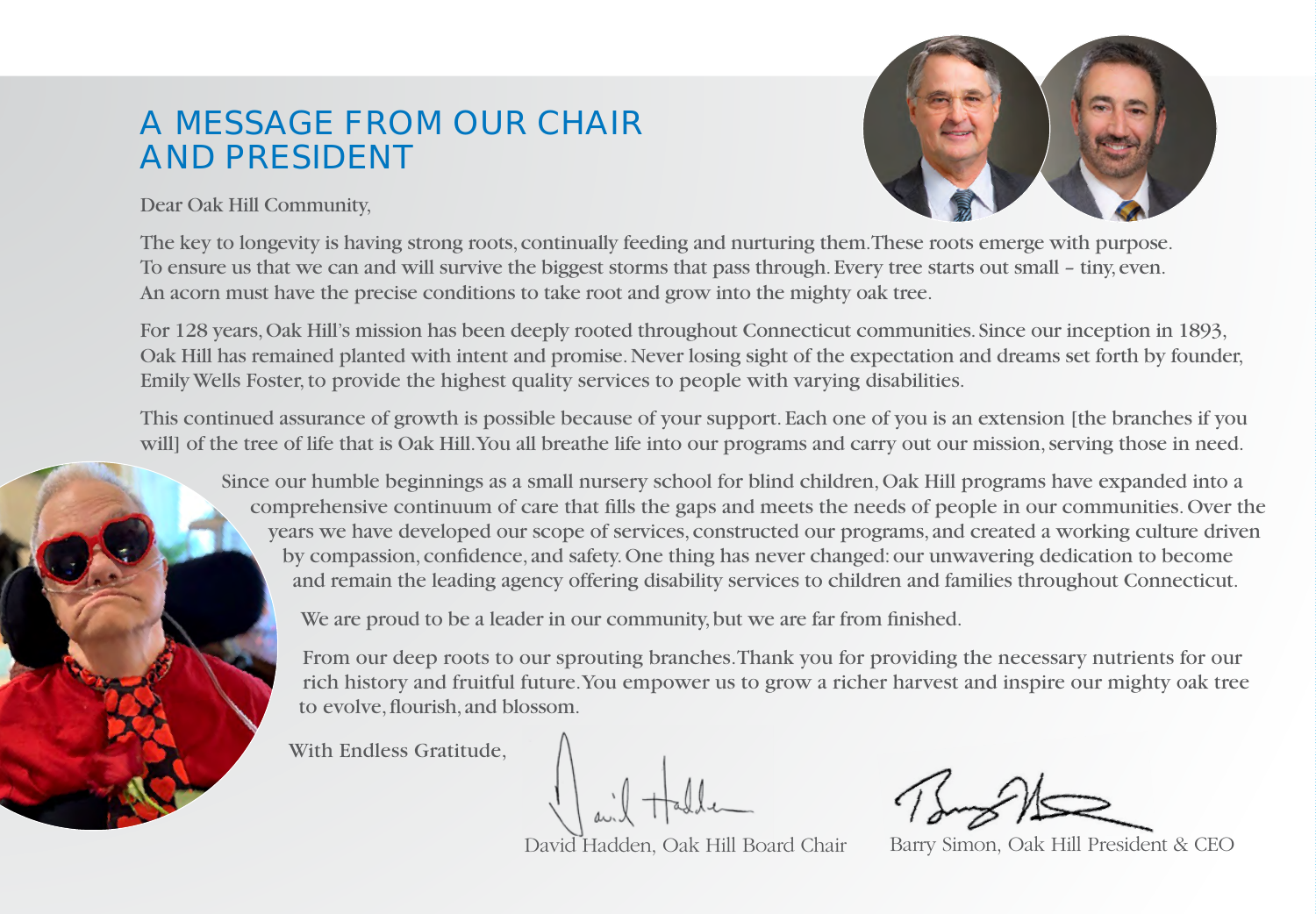# A MESSAGE FROM OUR CHAIR AND PRESIDENT

Dear Oak Hill Community,

The key to longevity is having strong roots, continually feeding and nurturing them. These roots emerge with purpose. To ensure us that we can and will survive the biggest storms that pass through. Every tree starts out small – tiny, even. An acorn must have the precise conditions to take root and grow into the mighty oak tree.

For 128 years, Oak Hill's mission has been deeply rooted throughout Connecticut communities. Since our inception in 1893, Oak Hill has remained planted with intent and promise. Never losing sight of the expectation and dreams set forth by founder, Emily Wells Foster, to provide the highest quality services to people with varying disabilities.

This continued assurance of growth is possible because of your support. Each one of you is an extension [the branches if you will] of the tree of life that is Oak Hill. You all breathe life into our programs and carry out our mission, serving those in need.

Since our humble beginnings as a small nursery school for blind children, Oak Hill programs have expanded into a comprehensive continuum of care that fills the gaps and meets the needs of people in our communities. Over the years we have developed our scope of services, constructed our programs, and created a working culture driven by compassion, confidence, and safety. One thing has never changed: our unwavering dedication to become and remain the leading agency offering disability services to children and families throughout Connecticut.

We are proud to be a leader in our community, but we are far from finished.

From our deep roots to our sprouting branches. Thank you for providing the necessary nutrients for our rich history and fruitful future. You empower us to grow a richer harvest and inspire our mighty oak tree to evolve, flourish, and blossom.

With Endless Gratitude,

David Hadden, Oak Hill Board Chair

Barry Simon, Oak Hill President & CEO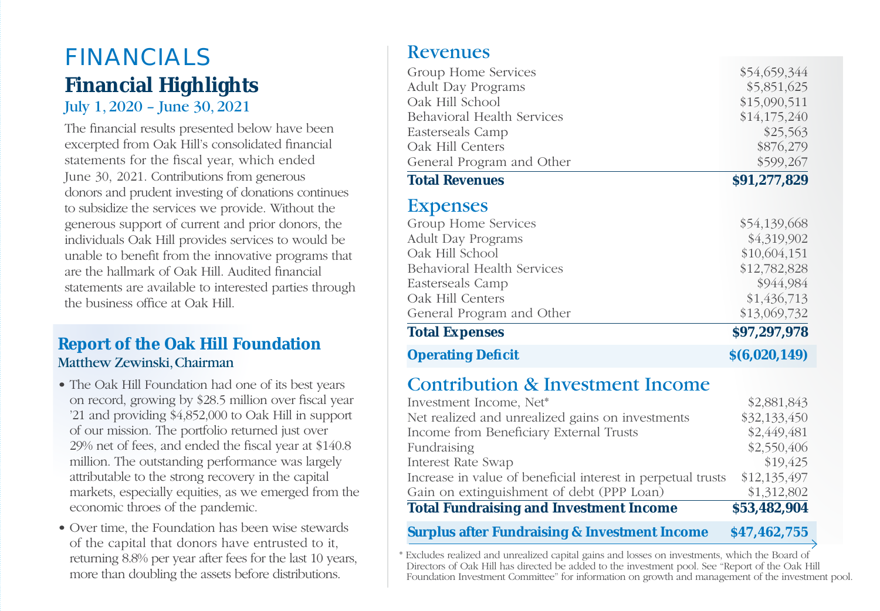# FINANCIALS

## Financial Highlights

### July 1, 2020 – June 30, 2021

The financial results presented below have been excerpted from Oak Hill's consolidated financial statements for the fiscal year, which ended June 30, 2021. Contributions from generous donors and prudent investing of donations continues to subsidize the services we provide. Without the generous support of current and prior donors, the individuals Oak Hill provides services to would be unable to benefit from the innovative programs that are the hallmark of Oak Hill. Audited financial statements are available to interested parties through the business office at Oak Hill.

### Report of the Oak Hill Foundation

**Matthew Zewinski, Chairman**

- The Oak Hill Foundation had one of its best years on record, growing by $28.5 million over fiscal year '21 and providing $4,852,000 to Oak Hill in support of our mission. The portfolio returned just over 29% net of fees, and ended the fiscal year at $140.8 million. The outstanding performance was largely attributable to the strong recovery in the capital markets, especially equities, as we emerged from the economic throes of the pandemic.
- Over time, the Foundation has been wise stewards of the capital that donors have entrusted to it, returning 8.8% per year after fees for the last 10 years, more than doubling the assets before distributions.

## Revenues

| | |
|---|---:|
| Group Home Services | $54,659,344 |
| Adult Day Programs | $5,851,625 |
| Oak Hill School | $15,090,511 |
| Behavioral Health Services | $14,175,240 |
| Easterseals Camp | $25,563 |
| Oak Hill Centers | $876,279 |
| General Program and Other | $599,267 |
| **Total Revenues** | **$91,277,829** |

## Expenses

| | |
|---|---:|
| Group Home Services | $54,139,668 |
| Adult Day Programs | $4,319,902 |
| Oak Hill School | $10,604,151 |
| Behavioral Health Services | $12,782,828 |
| Easterseals Camp | $944,984 |
| Oak Hill Centers | $1,436,713 |
| General Program and Other | $13,069,732 |
| **Total Expenses** | **$97,297,978** |
| **Operating Deficit** | **$(6,020,149)** |

## Contribution & Investment Income

| | |
|---|---:|
| Investment Income, Net* | $2,881,843 |
| Net realized and unrealized gains on investments | $32,133,450 |
| Income from Beneficiary External Trusts | $2,449,481 |
| Fundraising | $2,550,406 |
| Interest Rate Swap | $19,425 |
| Increase in value of beneficial interest in perpetual trusts | $12,135,497 |
| Gain on extinguishment of debt (PPP Loan) | $1,312,802 |
| **Total Fundraising and Investment Income** | **$53,482,904** |
| **Surplus after Fundraising & Investment Income** | **$47,462,755** |

* Excludes realized and unrealized capital gains and losses on investments, which the Board of Directors of Oak Hill has directed be added to the investment pool. See "Report of the Oak Hill Foundation Investment Committee" for information on growth and management of the investment pool.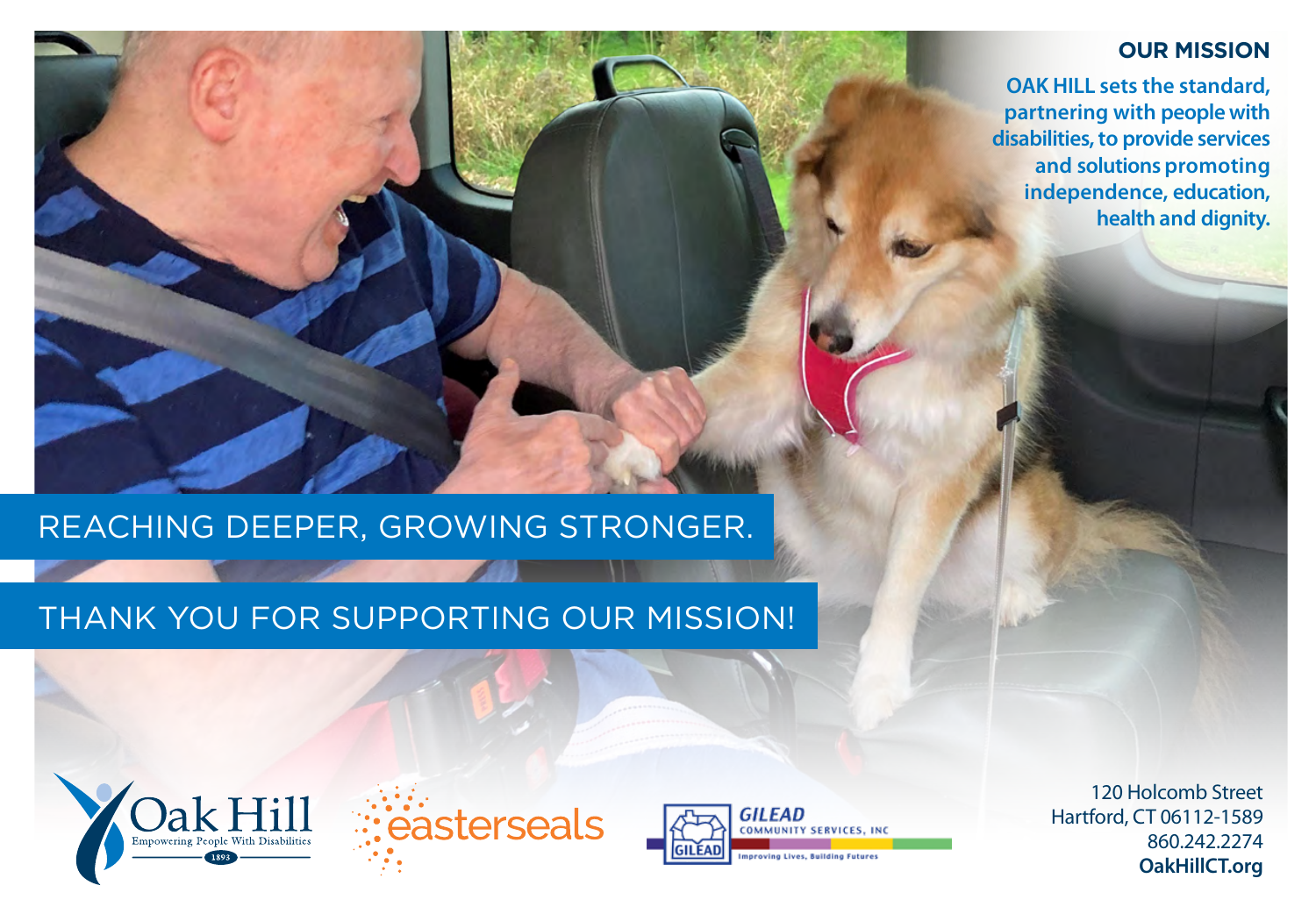## OUR MISSION

**OAK HILL sets the standard, partnering with people with disabilities, to provide services and solutions promoting independence, education, health and dignity.**

REACHING DEEPER, GROWING STRONGER.

THANK YOU FOR SUPPORTING OUR MISSION!

Oak Hill
Empowering People With Disabilities
1893

easterseals

GILEAD
COMMUNITY SERVICES, INC
Improving Lives, Building Futures

120 Holcomb Street
Hartford, CT 06112-1589
860.242.2274
**OakHillCT.org**